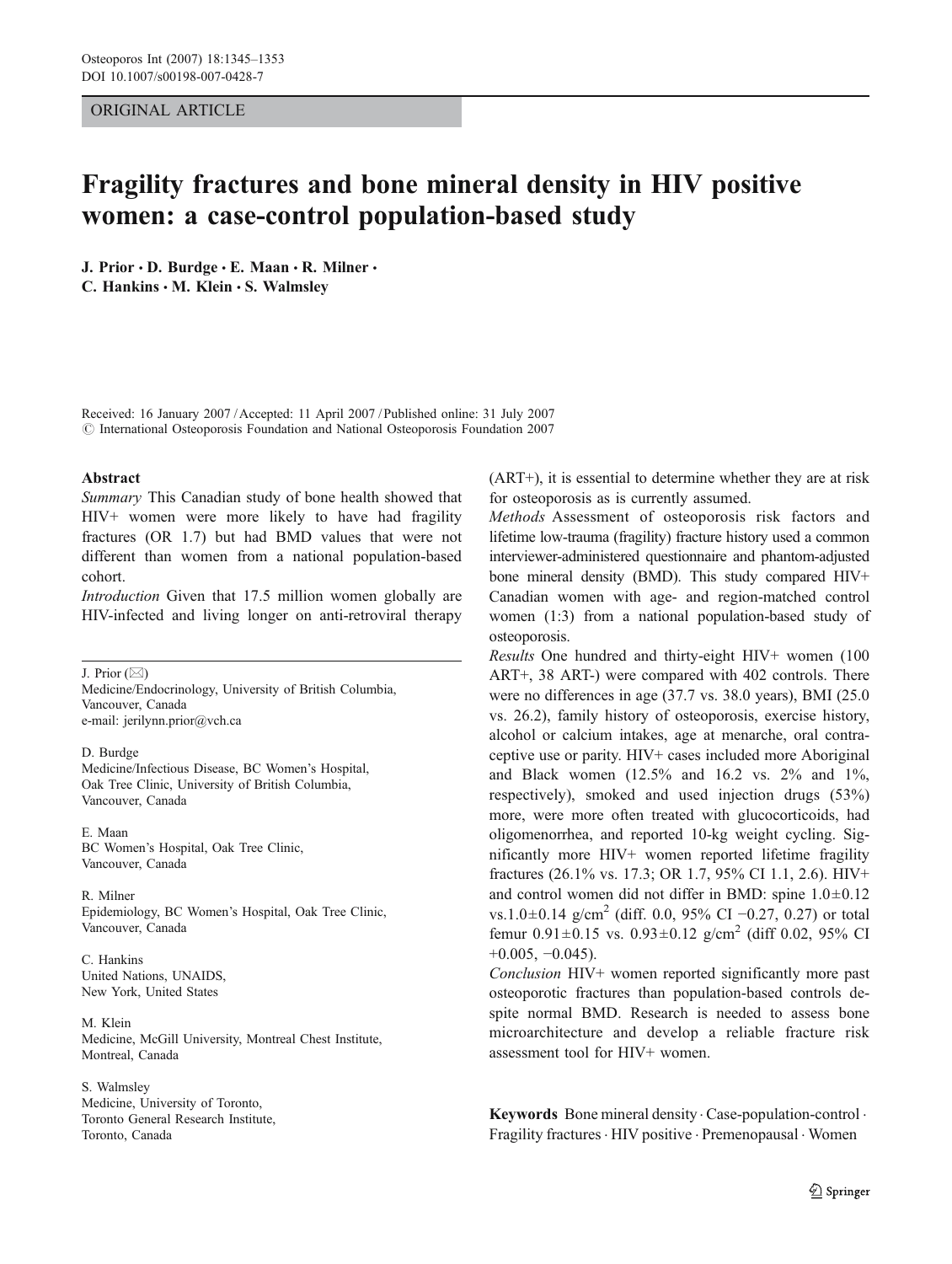ORIGINAL ARTICLE

# Fragility fractures and bone mineral density in HIV positive women: a case-control population-based study

**J. Prior · D. Burdge · E. Maan · R. Milner · C. Hankins · M. Klein · S. Walmsley**

Received: 16 January 2007 / Accepted: 11 April 2007 / Published online: 31 July 2007
© International Osteoporosis Foundation and National Osteoporosis Foundation 2007

## Abstract

*Summary* This Canadian study of bone health showed that HIV+ women were more likely to have had fragility fractures (OR 1.7) but had BMD values that were not different than women from a national population-based cohort.

*Introduction* Given that 17.5 million women globally are HIV-infected and living longer on anti-retroviral therapy (ART+), it is essential to determine whether they are at risk for osteoporosis as is currently assumed.

*Methods* Assessment of osteoporosis risk factors and lifetime low-trauma (fragility) fracture history used a common interviewer-administered questionnaire and phantom-adjusted bone mineral density (BMD). This study compared HIV+ Canadian women with age- and region-matched control women (1:3) from a national population-based study of osteoporosis.

*Results* One hundred and thirty-eight HIV+ women (100 ART+, 38 ART-) were compared with 402 controls. There were no differences in age (37.7 vs. 38.0 years), BMI (25.0 vs. 26.2), family history of osteoporosis, exercise history, alcohol or calcium intakes, age at menarche, oral contraceptive use or parity. HIV+ cases included more Aboriginal and Black women (12.5% and 16.2 vs. 2% and 1%, respectively), smoked and used injection drugs (53%) more, were more often treated with glucocorticoids, had oligomenorrhea, and reported 10-kg weight cycling. Significantly more HIV+ women reported lifetime fragility fractures (26.1% vs. 17.3; OR 1.7, 95% CI 1.1, 2.6). HIV+ and control women did not differ in BMD: spine 1.0±0.12 vs.1.0±0.14 g/cm$^2$ (diff. 0.0, 95% CI −0.27, 0.27) or total femur 0.91±0.15 vs. 0.93±0.12 g/cm$^2$ (diff 0.02, 95% CI +0.005, −0.045).

*Conclusion* HIV+ women reported significantly more past osteoporotic fractures than population-based controls despite normal BMD. Research is needed to assess bone microarchitecture and develop a reliable fracture risk assessment tool for HIV+ women.

**Keywords** Bone mineral density · Case-population-control · Fragility fractures · HIV positive · Premenopausal · Women

---

J. Prior (✉)
Medicine/Endocrinology, University of British Columbia,
Vancouver, Canada
e-mail: jerilynn.prior@vch.ca

D. Burdge
Medicine/Infectious Disease, BC Women's Hospital,
Oak Tree Clinic, University of British Columbia,
Vancouver, Canada

E. Maan
BC Women's Hospital, Oak Tree Clinic,
Vancouver, Canada

R. Milner
Epidemiology, BC Women's Hospital, Oak Tree Clinic,
Vancouver, Canada

C. Hankins
United Nations, UNAIDS,
New York, United States

M. Klein
Medicine, McGill University, Montreal Chest Institute,
Montreal, Canada

S. Walmsley
Medicine, University of Toronto,
Toronto General Research Institute,
Toronto, Canada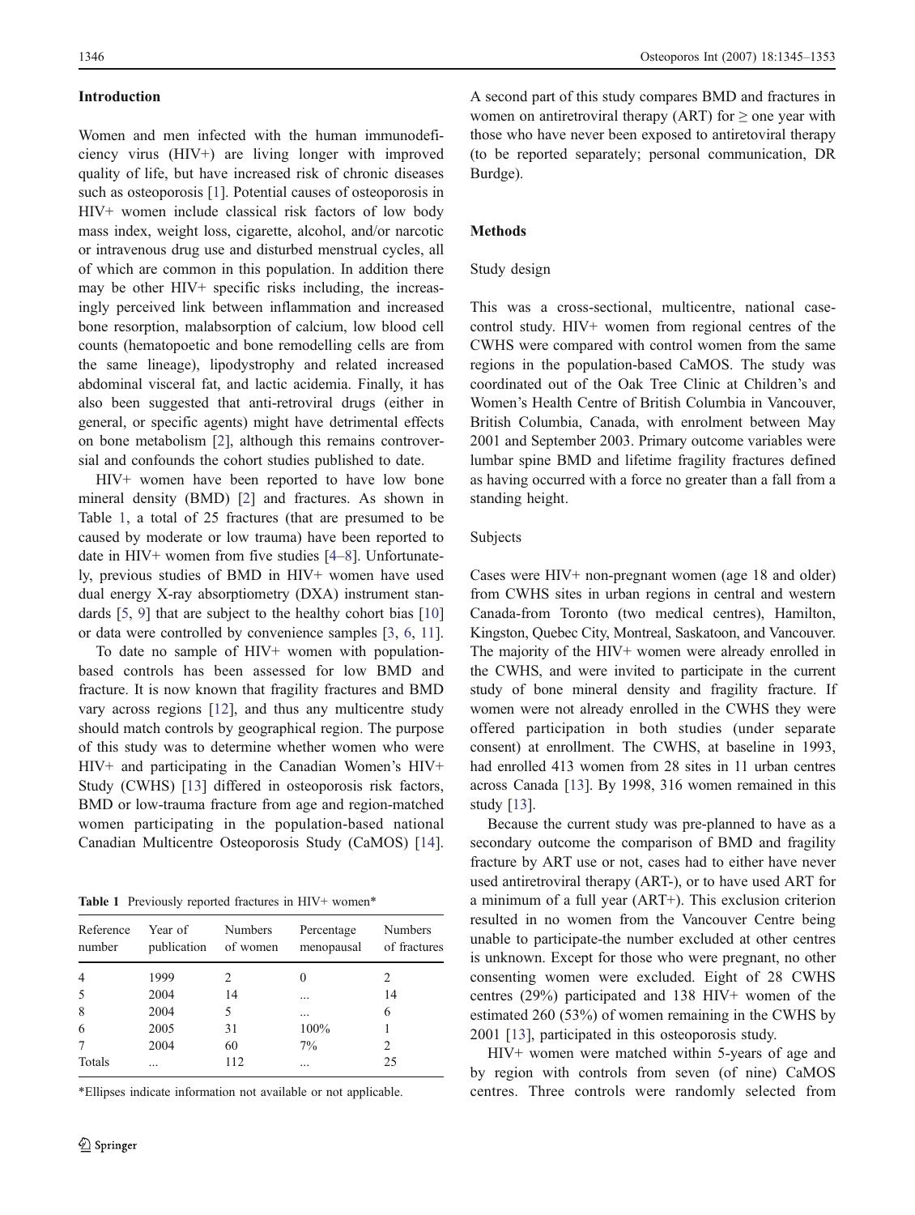## Introduction

Women and men infected with the human immunodeficiency virus (HIV+) are living longer with improved quality of life, but have increased risk of chronic diseases such as osteoporosis [1]. Potential causes of osteoporosis in HIV+ women include classical risk factors of low body mass index, weight loss, cigarette, alcohol, and/or narcotic or intravenous drug use and disturbed menstrual cycles, all of which are common in this population. In addition there may be other HIV+ specific risks including, the increasingly perceived link between inflammation and increased bone resorption, malabsorption of calcium, low blood cell counts (hematopoetic and bone remodelling cells are from the same lineage), lipodystrophy and related increased abdominal visceral fat, and lactic acidemia. Finally, it has also been suggested that anti-retroviral drugs (either in general, or specific agents) might have detrimental effects on bone metabolism [2], although this remains controversial and confounds the cohort studies published to date.

HIV+ women have been reported to have low bone mineral density (BMD) [2] and fractures. As shown in Table 1, a total of 25 fractures (that are presumed to be caused by moderate or low trauma) have been reported to date in HIV+ women from five studies [4–8]. Unfortunately, previous studies of BMD in HIV+ women have used dual energy X-ray absorptiometry (DXA) instrument standards [5, 9] that are subject to the healthy cohort bias [10] or data were controlled by convenience samples [3, 6, 11].

To date no sample of HIV+ women with population-based controls has been assessed for low BMD and fracture. It is now known that fragility fractures and BMD vary across regions [12], and thus any multicentre study should match controls by geographical region. The purpose of this study was to determine whether women who were HIV+ and participating in the Canadian Women's HIV+ Study (CWHS) [13] differed in osteoporosis risk factors, BMD or low-trauma fracture from age and region-matched women participating in the population-based national Canadian Multicentre Osteoporosis Study (CaMOS) [14].

**Table 1** Previously reported fractures in HIV+ women*

| Reference number | Year of publication | Numbers of women | Percentage menopausal | Numbers of fractures |
|---|---|---|---|---|
| 4 | 1999 | 2 | 0 | 2 |
| 5 | 2004 | 14 | ... | 14 |
| 8 | 2004 | 5 | ... | 6 |
| 6 | 2005 | 31 | 100% | 1 |
| 7 | 2004 | 60 | 7% | 2 |
| Totals | ... | 112 | ... | 25 |

*Ellipses indicate information not available or not applicable.

A second part of this study compares BMD and fractures in women on antiretroviral therapy (ART) for ≥ one year with those who have never been exposed to antiretoviral therapy (to be reported separately; personal communication, DR Burdge).

## Methods

### Study design

This was a cross-sectional, multicentre, national case-control study. HIV+ women from regional centres of the CWHS were compared with control women from the same regions in the population-based CaMOS. The study was coordinated out of the Oak Tree Clinic at Children's and Women's Health Centre of British Columbia in Vancouver, British Columbia, Canada, with enrolment between May 2001 and September 2003. Primary outcome variables were lumbar spine BMD and lifetime fragility fractures defined as having occurred with a force no greater than a fall from a standing height.

### Subjects

Cases were HIV+ non-pregnant women (age 18 and older) from CWHS sites in urban regions in central and western Canada-from Toronto (two medical centres), Hamilton, Kingston, Quebec City, Montreal, Saskatoon, and Vancouver. The majority of the HIV+ women were already enrolled in the CWHS, and were invited to participate in the current study of bone mineral density and fragility fracture. If women were not already enrolled in the CWHS they were offered participation in both studies (under separate consent) at enrollment. The CWHS, at baseline in 1993, had enrolled 413 women from 28 sites in 11 urban centres across Canada [13]. By 1998, 316 women remained in this study [13].

Because the current study was pre-planned to have as a secondary outcome the comparison of BMD and fragility fracture by ART use or not, cases had to either have never used antiretroviral therapy (ART-), or to have used ART for a minimum of a full year (ART+). This exclusion criterion resulted in no women from the Vancouver Centre being unable to participate-the number excluded at other centres is unknown. Except for those who were pregnant, no other consenting women were excluded. Eight of 28 CWHS centres (29%) participated and 138 HIV+ women of the estimated 260 (53%) of women remaining in the CWHS by 2001 [13], participated in this osteoporosis study.

HIV+ women were matched within 5-years of age and by region with controls from seven (of nine) CaMOS centres. Three controls were randomly selected from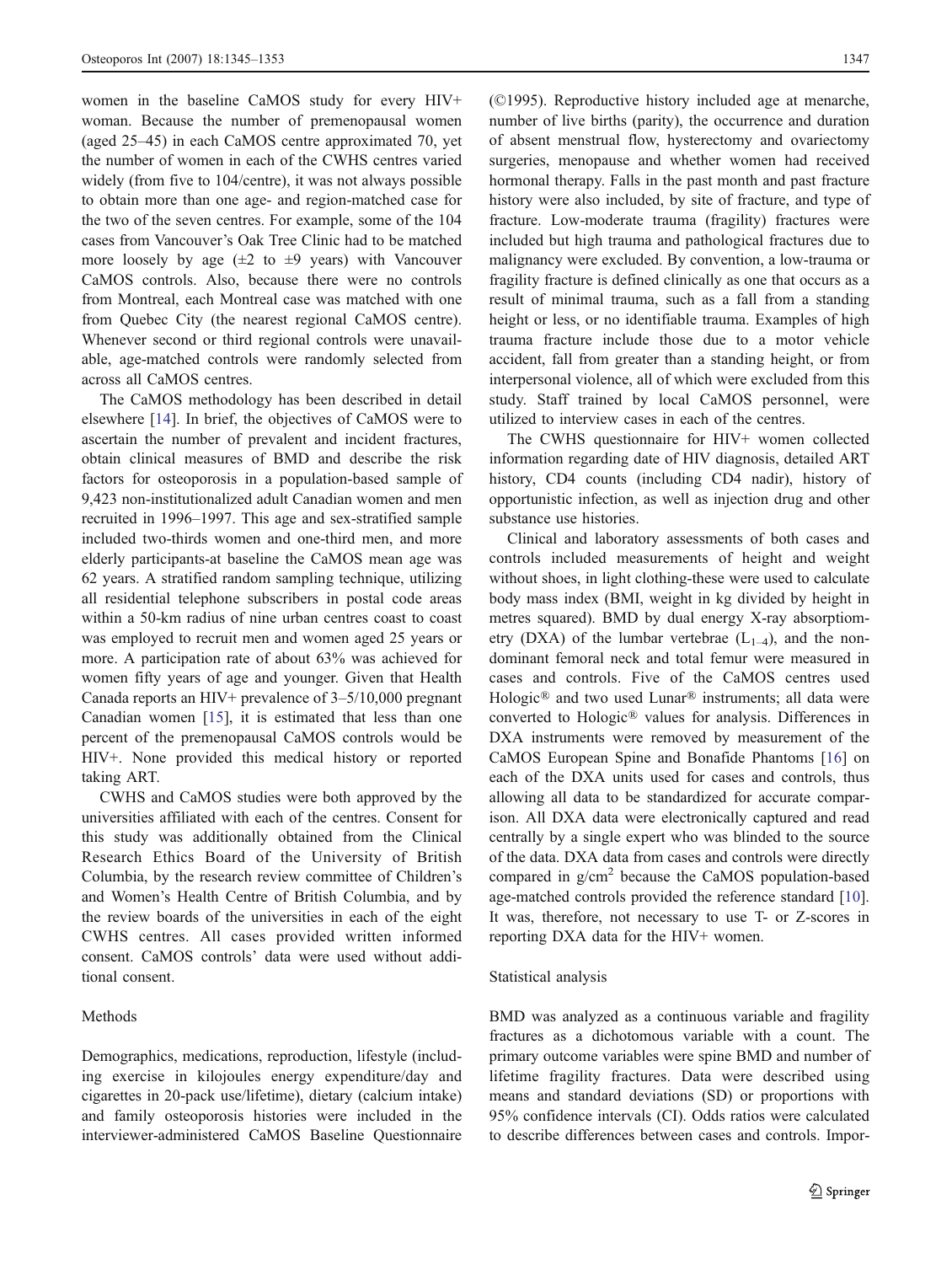women in the baseline CaMOS study for every HIV+ woman. Because the number of premenopausal women (aged 25–45) in each CaMOS centre approximated 70, yet the number of women in each of the CWHS centres varied widely (from five to 104/centre), it was not always possible to obtain more than one age- and region-matched case for the two of the seven centres. For example, some of the 104 cases from Vancouver's Oak Tree Clinic had to be matched more loosely by age (±2 to ±9 years) with Vancouver CaMOS controls. Also, because there were no controls from Montreal, each Montreal case was matched with one from Quebec City (the nearest regional CaMOS centre). Whenever second or third regional controls were unavailable, age-matched controls were randomly selected from across all CaMOS centres.

The CaMOS methodology has been described in detail elsewhere [14]. In brief, the objectives of CaMOS were to ascertain the number of prevalent and incident fractures, obtain clinical measures of BMD and describe the risk factors for osteoporosis in a population-based sample of 9,423 non-institutionalized adult Canadian women and men recruited in 1996–1997. This age and sex-stratified sample included two-thirds women and one-third men, and more elderly participants-at baseline the CaMOS mean age was 62 years. A stratified random sampling technique, utilizing all residential telephone subscribers in postal code areas within a 50-km radius of nine urban centres coast to coast was employed to recruit men and women aged 25 years or more. A participation rate of about 63% was achieved for women fifty years of age and younger. Given that Health Canada reports an HIV+ prevalence of 3–5/10,000 pregnant Canadian women [15], it is estimated that less than one percent of the premenopausal CaMOS controls would be HIV+. None provided this medical history or reported taking ART.

CWHS and CaMOS studies were both approved by the universities affiliated with each of the centres. Consent for this study was additionally obtained from the Clinical Research Ethics Board of the University of British Columbia, by the research review committee of Children's and Women's Health Centre of British Columbia, and by the review boards of the universities in each of the eight CWHS centres. All cases provided written informed consent. CaMOS controls' data were used without additional consent.

## Methods

Demographics, medications, reproduction, lifestyle (including exercise in kilojoules energy expenditure/day and cigarettes in 20-pack use/lifetime), dietary (calcium intake) and family osteoporosis histories were included in the interviewer-administered CaMOS Baseline Questionnaire (©1995). Reproductive history included age at menarche, number of live births (parity), the occurrence and duration of absent menstrual flow, hysterectomy and ovariectomy surgeries, menopause and whether women had received hormonal therapy. Falls in the past month and past fracture history were also included, by site of fracture, and type of fracture. Low-moderate trauma (fragility) fractures were included but high trauma and pathological fractures due to malignancy were excluded. By convention, a low-trauma or fragility fracture is defined clinically as one that occurs as a result of minimal trauma, such as a fall from a standing height or less, or no identifiable trauma. Examples of high trauma fracture include those due to a motor vehicle accident, fall from greater than a standing height, or from interpersonal violence, all of which were excluded from this study. Staff trained by local CaMOS personnel, were utilized to interview cases in each of the centres.

The CWHS questionnaire for HIV+ women collected information regarding date of HIV diagnosis, detailed ART history, CD4 counts (including CD4 nadir), history of opportunistic infection, as well as injection drug and other substance use histories.

Clinical and laboratory assessments of both cases and controls included measurements of height and weight without shoes, in light clothing-these were used to calculate body mass index (BMI, weight in kg divided by height in metres squared). BMD by dual energy X-ray absorptiometry (DXA) of the lumbar vertebrae ($L_{1–4}$), and the non-dominant femoral neck and total femur were measured in cases and controls. Five of the CaMOS centres used Hologic® and two used Lunar® instruments; all data were converted to Hologic® values for analysis. Differences in DXA instruments were removed by measurement of the CaMOS European Spine and Bonafide Phantoms [16] on each of the DXA units used for cases and controls, thus allowing all data to be standardized for accurate comparison. All DXA data were electronically captured and read centrally by a single expert who was blinded to the source of the data. DXA data from cases and controls were directly compared in g/cm$^2$ because the CaMOS population-based age-matched controls provided the reference standard [10]. It was, therefore, not necessary to use T- or Z-scores in reporting DXA data for the HIV+ women.

### Statistical analysis

BMD was analyzed as a continuous variable and fragility fractures as a dichotomous variable with a count. The primary outcome variables were spine BMD and number of lifetime fragility fractures. Data were described using means and standard deviations (SD) or proportions with 95% confidence intervals (CI). Odds ratios were calculated to describe differences between cases and controls. Impor-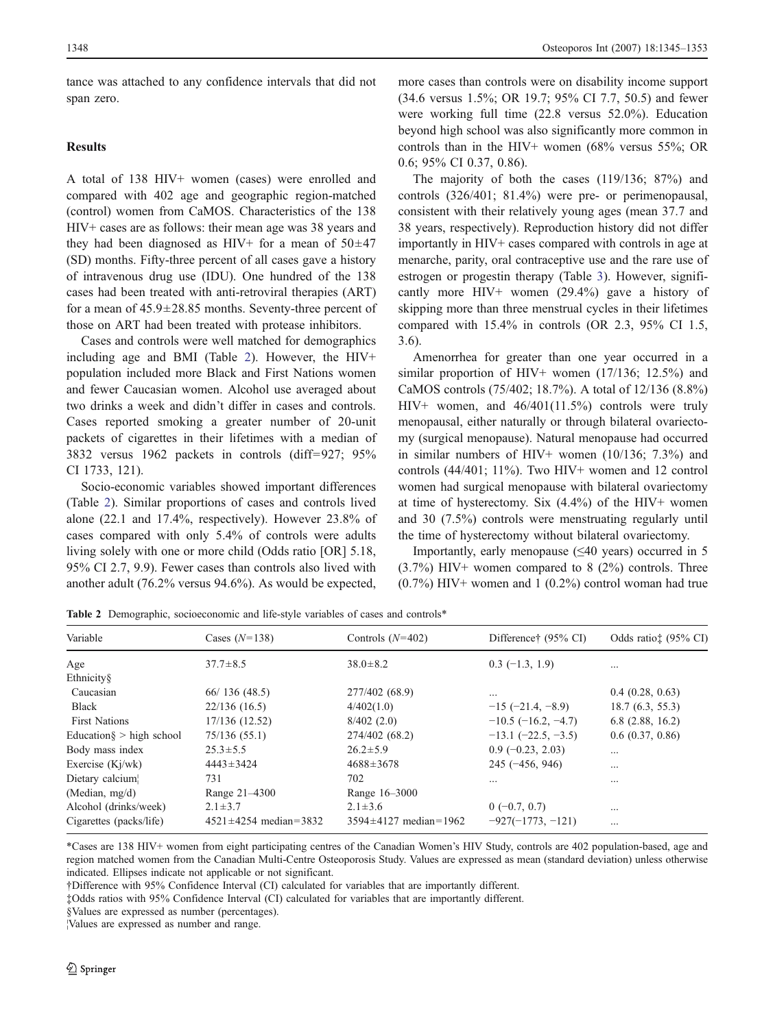tance was attached to any confidence intervals that did not span zero.

## Results

A total of 138 HIV+ women (cases) were enrolled and compared with 402 age and geographic region-matched (control) women from CaMOS. Characteristics of the 138 HIV+ cases are as follows: their mean age was 38 years and they had been diagnosed as HIV+ for a mean of 50±47 (SD) months. Fifty-three percent of all cases gave a history of intravenous drug use (IDU). One hundred of the 138 cases had been treated with anti-retroviral therapies (ART) for a mean of 45.9±28.85 months. Seventy-three percent of those on ART had been treated with protease inhibitors.

Cases and controls were well matched for demographics including age and BMI (Table 2). However, the HIV+ population included more Black and First Nations women and fewer Caucasian women. Alcohol use averaged about two drinks a week and didn't differ in cases and controls. Cases reported smoking a greater number of 20-unit packets of cigarettes in their lifetimes with a median of 3832 versus 1962 packets in controls (diff=927; 95% CI 1733, 121).

Socio-economic variables showed important differences (Table 2). Similar proportions of cases and controls lived alone (22.1 and 17.4%, respectively). However 23.8% of cases compared with only 5.4% of controls were adults living solely with one or more child (Odds ratio [OR] 5.18, 95% CI 2.7, 9.9). Fewer cases than controls also lived with another adult (76.2% versus 94.6%). As would be expected, more cases than controls were on disability income support (34.6 versus 1.5%; OR 19.7; 95% CI 7.7, 50.5) and fewer were working full time (22.8 versus 52.0%). Education beyond high school was also significantly more common in controls than in the HIV+ women (68% versus 55%; OR 0.6; 95% CI 0.37, 0.86).

The majority of both the cases (119/136; 87%) and controls (326/401; 81.4%) were pre- or perimenopausal, consistent with their relatively young ages (mean 37.7 and 38 years, respectively). Reproduction history did not differ importantly in HIV+ cases compared with controls in age at menarche, parity, oral contraceptive use and the rare use of estrogen or progestin therapy (Table 3). However, significantly more HIV+ women (29.4%) gave a history of skipping more than three menstrual cycles in their lifetimes compared with 15.4% in controls (OR 2.3, 95% CI 1.5, 3.6).

Amenorrhea for greater than one year occurred in a similar proportion of HIV+ women (17/136; 12.5%) and CaMOS controls (75/402; 18.7%). A total of 12/136 (8.8%) HIV+ women, and 46/401(11.5%) controls were truly menopausal, either naturally or through bilateral ovariectomy (surgical menopause). Natural menopause had occurred in similar numbers of HIV+ women (10/136; 7.3%) and controls (44/401; 11%). Two HIV+ women and 12 control women had surgical menopause with bilateral ovariectomy at time of hysterectomy. Six (4.4%) of the HIV+ women and 30 (7.5%) controls were menstruating regularly until the time of hysterectomy without bilateral ovariectomy.

Importantly, early menopause (≤40 years) occurred in 5 (3.7%) HIV+ women compared to 8 (2%) controls. Three (0.7%) HIV+ women and 1 (0.2%) control woman had true

**Table 2** Demographic, socioeconomic and life-style variables of cases and controls*

| Variable | Cases ($N$=138) | Controls ($N$=402) | Difference† (95% CI) | Odds ratio‡ (95% CI) |
|---|---|---|---|---|
| Age | 37.7±8.5 | 38.0±8.2 | 0.3 (−1.3, 1.9) | ... |
| Ethnicity§ | | | | |
| Caucasian | 66/ 136 (48.5) | 277/402 (68.9) | ... | 0.4 (0.28, 0.63) |
| Black | 22/136 (16.5) | 4/402(1.0) | −15 (−21.4, −8.9) | 18.7 (6.3, 55.3) |
| First Nations | 17/136 (12.52) | 8/402 (2.0) | −10.5 (−16.2, −4.7) | 6.8 (2.88, 16.2) |
| Education§ > high school | 75/136 (55.1) | 274/402 (68.2) | −13.1 (−22.5, −3.5) | 0.6 (0.37, 0.86) |
| Body mass index | 25.3±5.5 | 26.2±5.9 | 0.9 (−0.23, 2.03) | ... |
| Exercise (Kj/wk) | 4443±3424 | 4688±3678 | 245 (−456, 946) | ... |
| Dietary calcium¦ | 731 | 702 | ... | ... |
| (Median, mg/d) | Range 21–4300 | Range 16–3000 | | |
| Alcohol (drinks/week) | 2.1±3.7 | 2.1±3.6 | 0 (−0.7, 0.7) | ... |
| Cigarettes (packs/life) | 4521±4254 median=3832 | 3594±4127 median=1962 | −927(−1773, −121) | ... |

*Cases are 138 HIV+ women from eight participating centres of the Canadian Women's HIV Study, controls are 402 population-based, age and region matched women from the Canadian Multi-Centre Osteoporosis Study. Values are expressed as mean (standard deviation) unless otherwise indicated. Ellipses indicate not applicable or not significant.

†Difference with 95% Confidence Interval (CI) calculated for variables that are importantly different.

‡Odds ratios with 95% Confidence Interval (CI) calculated for variables that are importantly different.

§Values are expressed as number (percentages).

¦Values are expressed as number and range.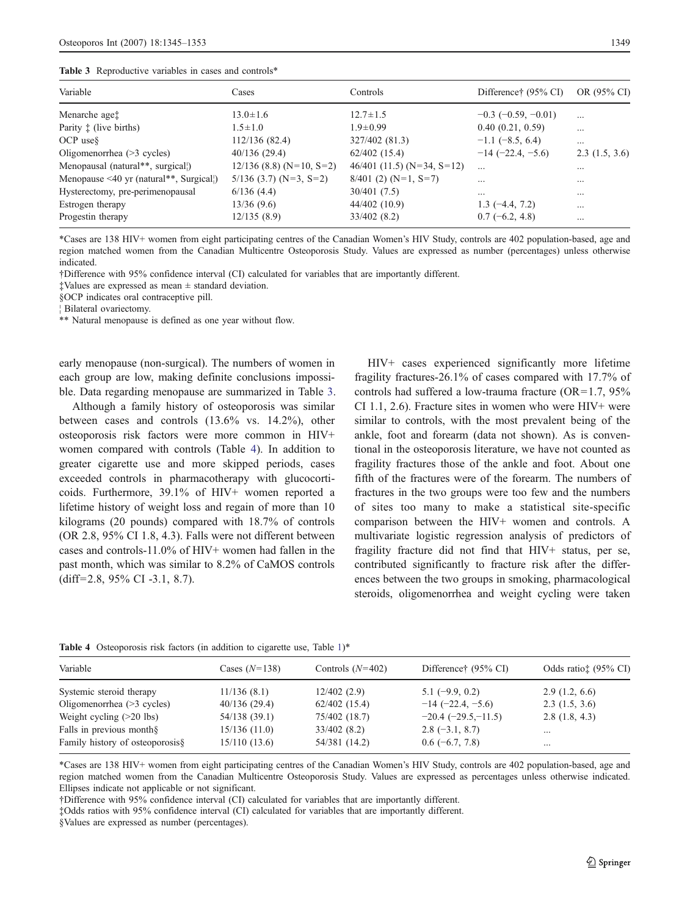**Table 3** Reproductive variables in cases and controls*

| Variable | Cases | Controls | Difference† (95% CI) | OR (95% CI) |
|---|---|---|---|---|
| Menarche age‡ | 13.0±1.6 | 12.7±1.5 | −0.3 (−0.59, −0.01) | ... |
| Parity ‡ (live births) | 1.5±1.0 | 1.9±0.99 | 0.40 (0.21, 0.59) | ... |
| OCP use§ | 112/136 (82.4) | 327/402 (81.3) | −1.1 (−8.5, 6.4) | ... |
| Oligomenorrhea (>3 cycles) | 40/136 (29.4) | 62/402 (15.4) | −14 (−22.4, −5.6) | 2.3 (1.5, 3.6) |
| Menopausal (natural**, surgical¦) | 12/136 (8.8) (N=10, S=2) | 46/401 (11.5) (N=34, S=12) | ... | ... |
| Menopause <40 yr (natural**, Surgical¦) | 5/136 (3.7) (N=3, S=2) | 8/401 (2) (N=1, S=7) | ... | ... |
| Hysterectomy, pre-perimenopausal | 6/136 (4.4) | 30/401 (7.5) | ... | ... |
| Estrogen therapy | 13/36 (9.6) | 44/402 (10.9) | 1.3 (−4.4, 7.2) | ... |
| Progestin therapy | 12/135 (8.9) | 33/402 (8.2) | 0.7 (−6.2, 4.8) | ... |

*Cases are 138 HIV+ women from eight participating centres of the Canadian Women's HIV Study, controls are 402 population-based, age and region matched women from the Canadian Multicentre Osteoporosis Study. Values are expressed as number (percentages) unless otherwise indicated.

†Difference with 95% confidence interval (CI) calculated for variables that are importantly different.

‡Values are expressed as mean ± standard deviation.

§OCP indicates oral contraceptive pill.

¦ Bilateral ovariectomy.

** Natural menopause is defined as one year without flow.

early menopause (non-surgical). The numbers of women in each group are low, making definite conclusions impossible. Data regarding menopause are summarized in Table 3.

Although a family history of osteoporosis was similar between cases and controls (13.6% vs. 14.2%), other osteoporosis risk factors were more common in HIV+ women compared with controls (Table 4). In addition to greater cigarette use and more skipped periods, cases exceeded controls in pharmacotherapy with glucocorticoids. Furthermore, 39.1% of HIV+ women reported a lifetime history of weight loss and regain of more than 10 kilograms (20 pounds) compared with 18.7% of controls (OR 2.8, 95% CI 1.8, 4.3). Falls were not different between cases and controls-11.0% of HIV+ women had fallen in the past month, which was similar to 8.2% of CaMOS controls (diff=2.8, 95% CI -3.1, 8.7).

HIV+ cases experienced significantly more lifetime fragility fractures-26.1% of cases compared with 17.7% of controls had suffered a low-trauma fracture (OR=1.7, 95% CI 1.1, 2.6). Fracture sites in women who were HIV+ were similar to controls, with the most prevalent being of the ankle, foot and forearm (data not shown). As is conventional in the osteoporosis literature, we have not counted as fragility fractures those of the ankle and foot. About one fifth of the fractures were of the forearm. The numbers of fractures in the two groups were too few and the numbers of sites too many to make a statistical site-specific comparison between the HIV+ women and controls. A multivariate logistic regression analysis of predictors of fragility fracture did not find that HIV+ status, per se, contributed significantly to fracture risk after the differences between the two groups in smoking, pharmacological steroids, oligomenorrhea and weight cycling were taken

**Table 4** Osteoporosis risk factors (in addition to cigarette use, Table 1)*

| Variable | Cases (N=138) | Controls (N=402) | Difference† (95% CI) | Odds ratio‡ (95% CI) |
|---|---|---|---|---|
| Systemic steroid therapy | 11/136 (8.1) | 12/402 (2.9) | 5.1 (−9.9, 0.2) | 2.9 (1.2, 6.6) |
| Oligomenorrhea (>3 cycles) | 40/136 (29.4) | 62/402 (15.4) | −14 (−22.4, −5.6) | 2.3 (1.5, 3.6) |
| Weight cycling (>20 lbs) | 54/138 (39.1) | 75/402 (18.7) | −20.4 (−29.5,−11.5) | 2.8 (1.8, 4.3) |
| Falls in previous month§ | 15/136 (11.0) | 33/402 (8.2) | 2.8 (−3.1, 8.7) | ... |
| Family history of osteoporosis§ | 15/110 (13.6) | 54/381 (14.2) | 0.6 (−6.7, 7.8) | ... |

*Cases are 138 HIV+ women from eight participating centres of the Canadian Women's HIV Study, controls are 402 population-based, age and region matched women from the Canadian Multicentre Osteoporosis Study. Values are expressed as percentages unless otherwise indicated. Ellipses indicate not applicable or not significant.

†Difference with 95% confidence interval (CI) calculated for variables that are importantly different.

‡Odds ratios with 95% confidence interval (CI) calculated for variables that are importantly different.

§Values are expressed as number (percentages).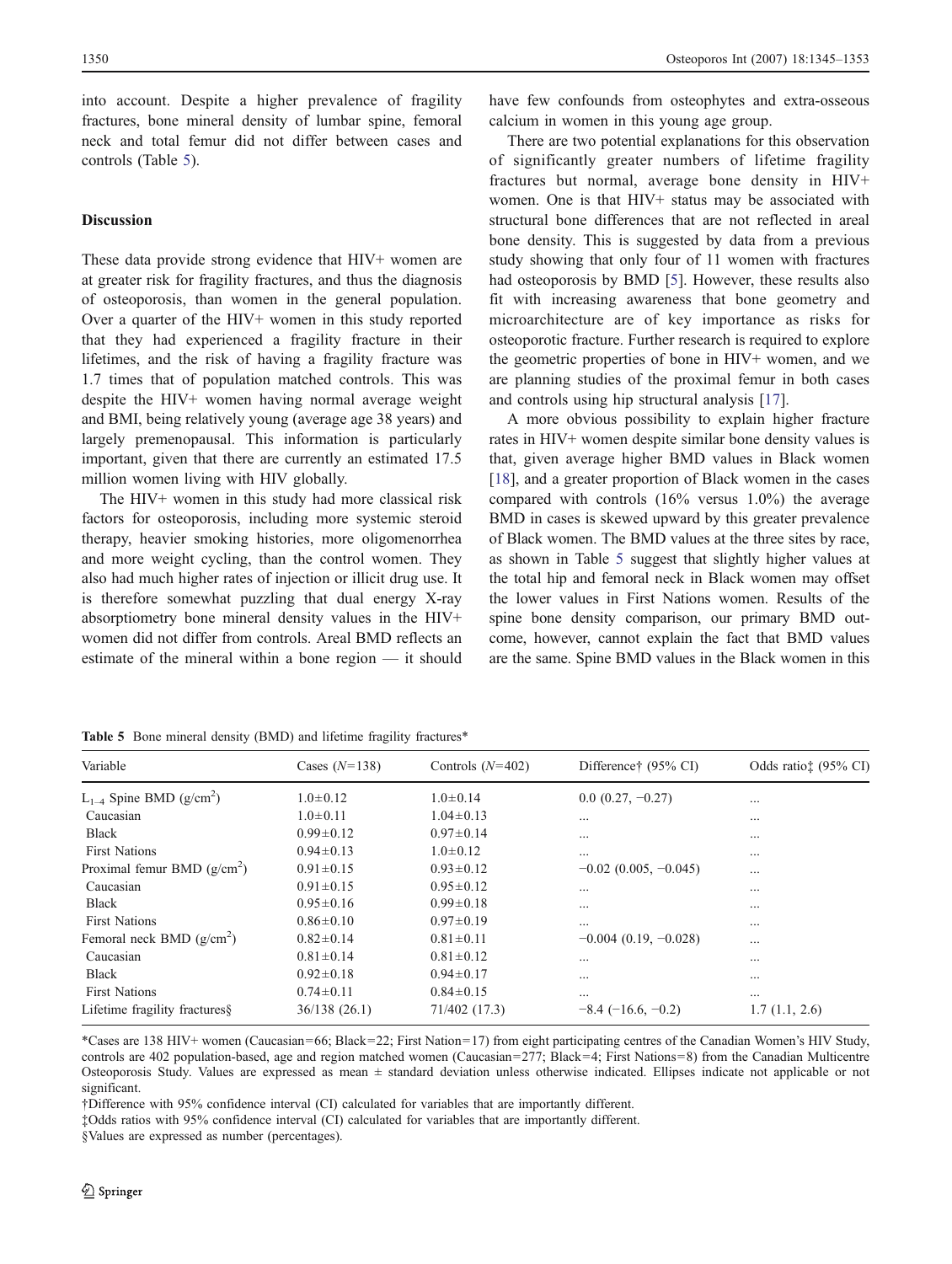into account. Despite a higher prevalence of fragility fractures, bone mineral density of lumbar spine, femoral neck and total femur did not differ between cases and controls (Table 5).

## Discussion

These data provide strong evidence that HIV+ women are at greater risk for fragility fractures, and thus the diagnosis of osteoporosis, than women in the general population. Over a quarter of the HIV+ women in this study reported that they had experienced a fragility fracture in their lifetimes, and the risk of having a fragility fracture was 1.7 times that of population matched controls. This was despite the HIV+ women having normal average weight and BMI, being relatively young (average age 38 years) and largely premenopausal. This information is particularly important, given that there are currently an estimated 17.5 million women living with HIV globally.

The HIV+ women in this study had more classical risk factors for osteoporosis, including more systemic steroid therapy, heavier smoking histories, more oligomenorrhea and more weight cycling, than the control women. They also had much higher rates of injection or illicit drug use. It is therefore somewhat puzzling that dual energy X-ray absorptiometry bone mineral density values in the HIV+ women did not differ from controls. Areal BMD reflects an estimate of the mineral within a bone region — it should have few confounds from osteophytes and extra-osseous calcium in women in this young age group.

There are two potential explanations for this observation of significantly greater numbers of lifetime fragility fractures but normal, average bone density in HIV+ women. One is that HIV+ status may be associated with structural bone differences that are not reflected in areal bone density. This is suggested by data from a previous study showing that only four of 11 women with fractures had osteoporosis by BMD [5]. However, these results also fit with increasing awareness that bone geometry and microarchitecture are of key importance as risks for osteoporotic fracture. Further research is required to explore the geometric properties of bone in HIV+ women, and we are planning studies of the proximal femur in both cases and controls using hip structural analysis [17].

A more obvious possibility to explain higher fracture rates in HIV+ women despite similar bone density values is that, given average higher BMD values in Black women [18], and a greater proportion of Black women in the cases compared with controls (16% versus 1.0%) the average BMD in cases is skewed upward by this greater prevalence of Black women. The BMD values at the three sites by race, as shown in Table 5 suggest that slightly higher values at the total hip and femoral neck in Black women may offset the lower values in First Nations women. Results of the spine bone density comparison, our primary BMD outcome, however, cannot explain the fact that BMD values are the same. Spine BMD values in the Black women in this

**Table 5** Bone mineral density (BMD) and lifetime fragility fractures*

| Variable | Cases ($N$=138) | Controls ($N$=402) | Difference† (95% CI) | Odds ratio‡ (95% CI) |
|---|---|---|---|---|
| $L_{1-4}$ Spine BMD (g/cm$^2$) | 1.0±0.12 | 1.0±0.14 | 0.0 (0.27, −0.27) | ... |
| Caucasian | 1.0±0.11 | 1.04±0.13 | ... | ... |
| Black | 0.99±0.12 | 0.97±0.14 | ... | ... |
| First Nations | 0.94±0.13 | 1.0±0.12 | ... | ... |
| Proximal femur BMD (g/cm$^2$) | 0.91±0.15 | 0.93±0.12 | −0.02 (0.005, −0.045) | ... |
| Caucasian | 0.91±0.15 | 0.95±0.12 | ... | ... |
| Black | 0.95±0.16 | 0.99±0.18 | ... | ... |
| First Nations | 0.86±0.10 | 0.97±0.19 | ... | ... |
| Femoral neck BMD (g/cm$^2$) | 0.82±0.14 | 0.81±0.11 | −0.004 (0.19, −0.028) | ... |
| Caucasian | 0.81±0.14 | 0.81±0.12 | ... | ... |
| Black | 0.92±0.18 | 0.94±0.17 | ... | ... |
| First Nations | 0.74±0.11 | 0.84±0.15 | ... | ... |
| Lifetime fragility fractures§ | 36/138 (26.1) | 71/402 (17.3) | −8.4 (−16.6, −0.2) | 1.7 (1.1, 2.6) |

*Cases are 138 HIV+ women (Caucasian=66; Black=22; First Nation=17) from eight participating centres of the Canadian Women's HIV Study, controls are 402 population-based, age and region matched women (Caucasian=277; Black=4; First Nations=8) from the Canadian Multicentre Osteoporosis Study. Values are expressed as mean ± standard deviation unless otherwise indicated. Ellipses indicate not applicable or not significant.

†Difference with 95% confidence interval (CI) calculated for variables that are importantly different.

‡Odds ratios with 95% confidence interval (CI) calculated for variables that are importantly different.

§Values are expressed as number (percentages).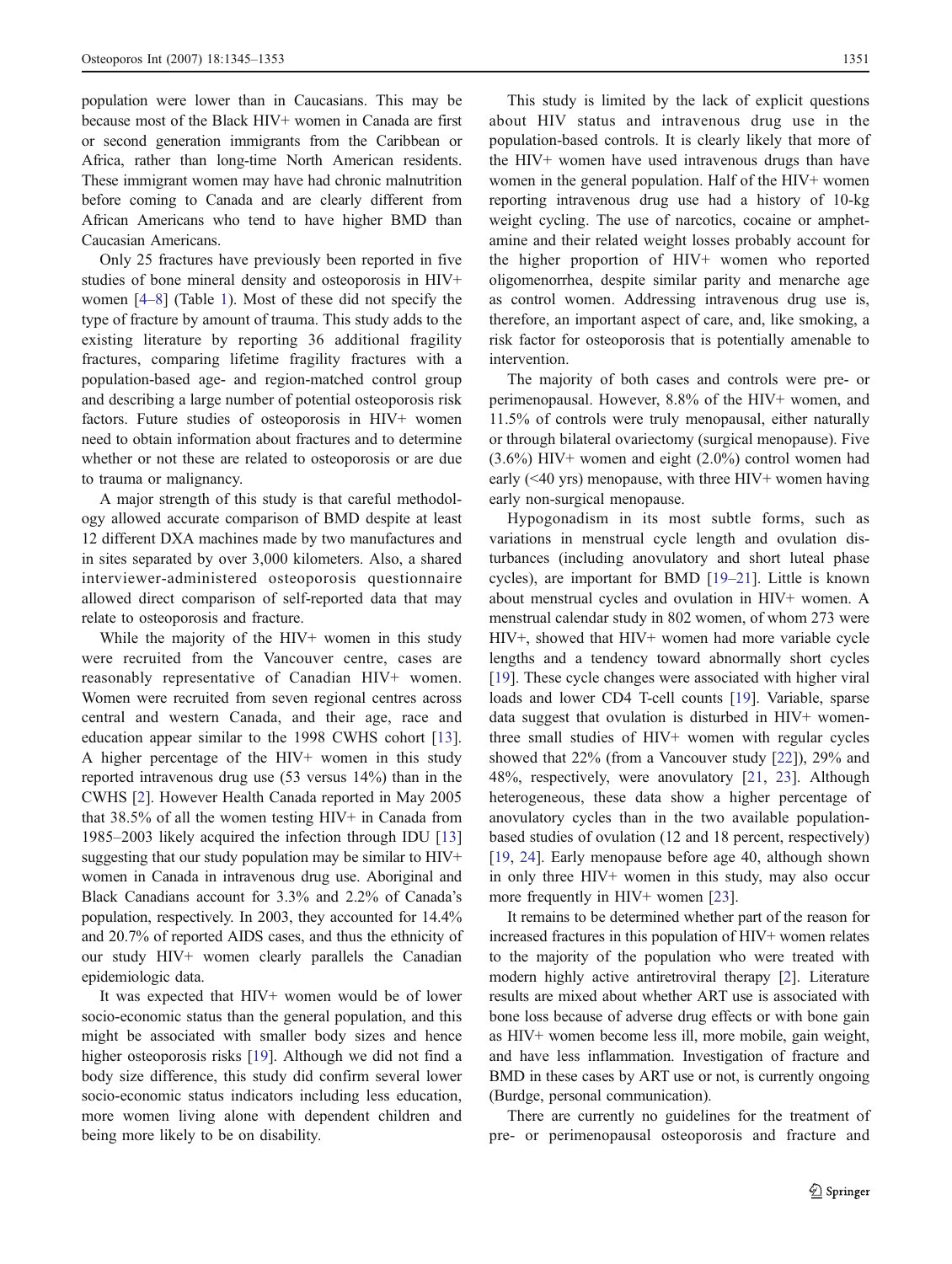population were lower than in Caucasians. This may be because most of the Black HIV+ women in Canada are first or second generation immigrants from the Caribbean or Africa, rather than long-time North American residents. These immigrant women may have had chronic malnutrition before coming to Canada and are clearly different from African Americans who tend to have higher BMD than Caucasian Americans.

Only 25 fractures have previously been reported in five studies of bone mineral density and osteoporosis in HIV+ women [4–8] (Table 1). Most of these did not specify the type of fracture by amount of trauma. This study adds to the existing literature by reporting 36 additional fragility fractures, comparing lifetime fragility fractures with a population-based age- and region-matched control group and describing a large number of potential osteoporosis risk factors. Future studies of osteoporosis in HIV+ women need to obtain information about fractures and to determine whether or not these are related to osteoporosis or are due to trauma or malignancy.

A major strength of this study is that careful methodology allowed accurate comparison of BMD despite at least 12 different DXA machines made by two manufactures and in sites separated by over 3,000 kilometers. Also, a shared interviewer-administered osteoporosis questionnaire allowed direct comparison of self-reported data that may relate to osteoporosis and fracture.

While the majority of the HIV+ women in this study were recruited from the Vancouver centre, cases are reasonably representative of Canadian HIV+ women. Women were recruited from seven regional centres across central and western Canada, and their age, race and education appear similar to the 1998 CWHS cohort [13]. A higher percentage of the HIV+ women in this study reported intravenous drug use (53 versus 14%) than in the CWHS [2]. However Health Canada reported in May 2005 that 38.5% of all the women testing HIV+ in Canada from 1985–2003 likely acquired the infection through IDU [13] suggesting that our study population may be similar to HIV+ women in Canada in intravenous drug use. Aboriginal and Black Canadians account for 3.3% and 2.2% of Canada's population, respectively. In 2003, they accounted for 14.4% and 20.7% of reported AIDS cases, and thus the ethnicity of our study HIV+ women clearly parallels the Canadian epidemiologic data.

It was expected that HIV+ women would be of lower socio-economic status than the general population, and this might be associated with smaller body sizes and hence higher osteoporosis risks [19]. Although we did not find a body size difference, this study did confirm several lower socio-economic status indicators including less education, more women living alone with dependent children and being more likely to be on disability.

This study is limited by the lack of explicit questions about HIV status and intravenous drug use in the population-based controls. It is clearly likely that more of the HIV+ women have used intravenous drugs than have women in the general population. Half of the HIV+ women reporting intravenous drug use had a history of 10-kg weight cycling. The use of narcotics, cocaine or amphetamine and their related weight losses probably account for the higher proportion of HIV+ women who reported oligomenorrhea, despite similar parity and menarche age as control women. Addressing intravenous drug use is, therefore, an important aspect of care, and, like smoking, a risk factor for osteoporosis that is potentially amenable to intervention.

The majority of both cases and controls were pre- or perimenopausal. However, 8.8% of the HIV+ women, and 11.5% of controls were truly menopausal, either naturally or through bilateral ovariectomy (surgical menopause). Five (3.6%) HIV+ women and eight (2.0%) control women had early (<40 yrs) menopause, with three HIV+ women having early non-surgical menopause.

Hypogonadism in its most subtle forms, such as variations in menstrual cycle length and ovulation disturbances (including anovulatory and short luteal phase cycles), are important for BMD [19–21]. Little is known about menstrual cycles and ovulation in HIV+ women. A menstrual calendar study in 802 women, of whom 273 were HIV+, showed that HIV+ women had more variable cycle lengths and a tendency toward abnormally short cycles [19]. These cycle changes were associated with higher viral loads and lower CD4 T-cell counts [19]. Variable, sparse data suggest that ovulation is disturbed in HIV+ women-three small studies of HIV+ women with regular cycles showed that 22% (from a Vancouver study [22]), 29% and 48%, respectively, were anovulatory [21, 23]. Although heterogeneous, these data show a higher percentage of anovulatory cycles than in the two available population-based studies of ovulation (12 and 18 percent, respectively) [19, 24]. Early menopause before age 40, although shown in only three HIV+ women in this study, may also occur more frequently in HIV+ women [23].

It remains to be determined whether part of the reason for increased fractures in this population of HIV+ women relates to the majority of the population who were treated with modern highly active antiretroviral therapy [2]. Literature results are mixed about whether ART use is associated with bone loss because of adverse drug effects or with bone gain as HIV+ women become less ill, more mobile, gain weight, and have less inflammation. Investigation of fracture and BMD in these cases by ART use or not, is currently ongoing (Burdge, personal communication).

There are currently no guidelines for the treatment of pre- or perimenopausal osteoporosis and fracture and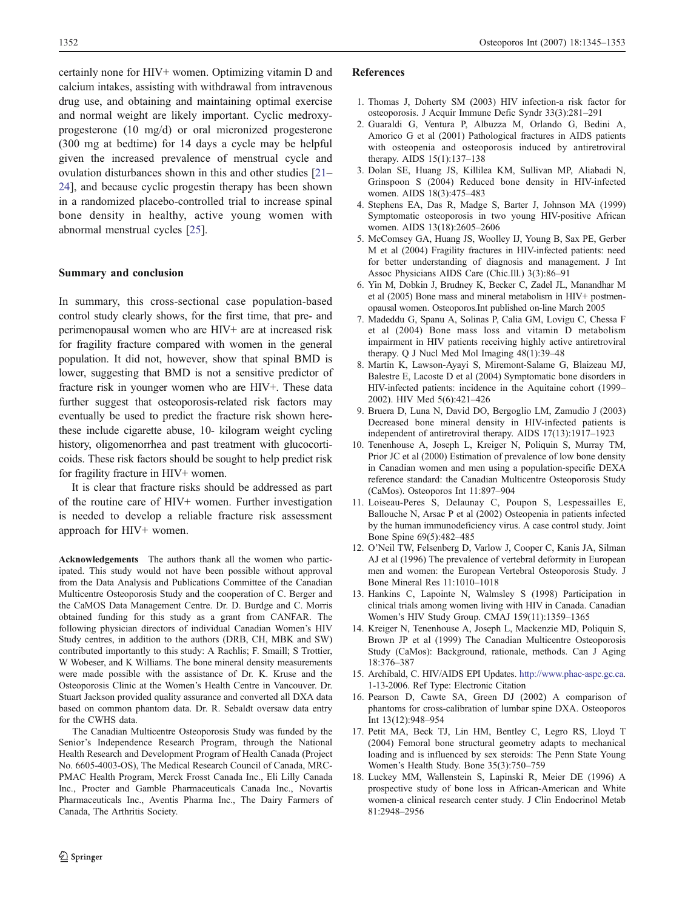certainly none for HIV+ women. Optimizing vitamin D and calcium intakes, assisting with withdrawal from intravenous drug use, and obtaining and maintaining optimal exercise and normal weight are likely important. Cyclic medroxyprogesterone (10 mg/d) or oral micronized progesterone (300 mg at bedtime) for 14 days a cycle may be helpful given the increased prevalence of menstrual cycle and ovulation disturbances shown in this and other studies [21–24], and because cyclic progestin therapy has been shown in a randomized placebo-controlled trial to increase spinal bone density in healthy, active young women with abnormal menstrual cycles [25].

## Summary and conclusion

In summary, this cross-sectional case population-based control study clearly shows, for the first time, that pre- and perimenopausal women who are HIV+ are at increased risk for fragility fracture compared with women in the general population. It did not, however, show that spinal BMD is lower, suggesting that BMD is not a sensitive predictor of fracture risk in younger women who are HIV+. These data further suggest that osteoporosis-related risk factors may eventually be used to predict the fracture risk shown here-these include cigarette abuse, 10- kilogram weight cycling history, oligomenorrhea and past treatment with glucocorticoids. These risk factors should be sought to help predict risk for fragility fracture in HIV+ women.

It is clear that fracture risks should be addressed as part of the routine care of HIV+ women. Further investigation is needed to develop a reliable fracture risk assessment approach for HIV+ women.

**Acknowledgements** The authors thank all the women who participated. This study would not have been possible without approval from the Data Analysis and Publications Committee of the Canadian Multicentre Osteoporosis Study and the cooperation of C. Berger and the CaMOS Data Management Centre. Dr. D. Burdge and C. Morris obtained funding for this study as a grant from CANFAR. The following physician directors of individual Canadian Women's HIV Study centres, in addition to the authors (DRB, CH, MBK and SW) contributed importantly to this study: A Rachlis; F. Smaill; S Trottier, W Wobeser, and K Williams. The bone mineral density measurements were made possible with the assistance of Dr. K. Kruse and the Osteoporosis Clinic at the Women's Health Centre in Vancouver. Dr. Stuart Jackson provided quality assurance and converted all DXA data based on common phantom data. Dr. R. Sebaldt oversaw data entry for the CWHS data.

The Canadian Multicentre Osteoporosis Study was funded by the Senior's Independence Research Program, through the National Health Research and Development Program of Health Canada (Project No. 6605-4003-OS), The Medical Research Council of Canada, MRC-PMAC Health Program, Merck Frosst Canada Inc., Eli Lilly Canada Inc., Procter and Gamble Pharmaceuticals Canada Inc., Novartis Pharmaceuticals Inc., Aventis Pharma Inc., The Dairy Farmers of Canada, The Arthritis Society.

## References

1. Thomas J, Doherty SM (2003) HIV infection-a risk factor for osteoporosis. J Acquir Immune Defic Syndr 33(3):281–291
2. Guaraldi G, Ventura P, Albuzza M, Orlando G, Bedini A, Amorico G et al (2001) Pathological fractures in AIDS patients with osteopenia and osteoporosis induced by antiretroviral therapy. AIDS 15(1):137–138
3. Dolan SE, Huang JS, Killilea KM, Sullivan MP, Aliabadi N, Grinspoon S (2004) Reduced bone density in HIV-infected women. AIDS 18(3):475–483
4. Stephens EA, Das R, Madge S, Barter J, Johnson MA (1999) Symptomatic osteoporosis in two young HIV-positive African women. AIDS 13(18):2605–2606
5. McComsey GA, Huang JS, Woolley IJ, Young B, Sax PE, Gerber M et al (2004) Fragility fractures in HIV-infected patients: need for better understanding of diagnosis and management. J Int Assoc Physicians AIDS Care (Chic.Ill.) 3(3):86–91
6. Yin M, Dobkin J, Brudney K, Becker C, Zadel JL, Manandhar M et al (2005) Bone mass and mineral metabolism in HIV+ postmenopausal women. Osteoporos.Int published on-line March 2005
7. Madeddu G, Spanu A, Solinas P, Calia GM, Lovigu C, Chessa F et al (2004) Bone mass loss and vitamin D metabolism impairment in HIV patients receiving highly active antiretroviral therapy. Q J Nucl Med Mol Imaging 48(1):39–48
8. Martin K, Lawson-Ayayi S, Miremont-Salame G, Blaizeau MJ, Balestre E, Lacoste D et al (2004) Symptomatic bone disorders in HIV-infected patients: incidence in the Aquitaine cohort (1999–2002). HIV Med 5(6):421–426
9. Bruera D, Luna N, David DO, Bergoglio LM, Zamudio J (2003) Decreased bone mineral density in HIV-infected patients is independent of antiretroviral therapy. AIDS 17(13):1917–1923
10. Tenenhouse A, Joseph L, Kreiger N, Poliquin S, Murray TM, Prior JC et al (2000) Estimation of prevalence of low bone density in Canadian women and men using a population-specific DEXA reference standard: the Canadian Multicentre Osteoporosis Study (CaMos). Osteoporos Int 11:897–904
11. Loiseau-Peres S, Delaunay C, Poupon S, Lespessailles E, Ballouche N, Arsac P et al (2002) Osteopenia in patients infected by the human immunodeficiency virus. A case control study. Joint Bone Spine 69(5):482–485
12. O'Neil TW, Felsenberg D, Varlow J, Cooper C, Kanis JA, Silman AJ et al (1996) The prevalence of vertebral deformity in European men and women: the European Vertebral Osteoporosis Study. J Bone Mineral Res 11:1010–1018
13. Hankins C, Lapointe N, Walmsley S (1998) Participation in clinical trials among women living with HIV in Canada. Canadian Women's HIV Study Group. CMAJ 159(11):1359–1365
14. Kreiger N, Tenenhouse A, Joseph L, Mackenzie MD, Poliquin S, Brown JP et al (1999) The Canadian Multicentre Osteoporosis Study (CaMos): Background, rationale, methods. Can J Aging 18:376–387
15. Archibald, C. HIV/AIDS EPI Updates. http://www.phac-aspc.gc.ca. 1-13-2006. Ref Type: Electronic Citation
16. Pearson D, Cawte SA, Green DJ (2002) A comparison of phantoms for cross-calibration of lumbar spine DXA. Osteoporos Int 13(12):948–954
17. Petit MA, Beck TJ, Lin HM, Bentley C, Legro RS, Lloyd T (2004) Femoral bone structural geometry adapts to mechanical loading and is influenced by sex steroids: The Penn State Young Women's Health Study. Bone 35(3):750–759
18. Luckey MM, Wallenstein S, Lapinski R, Meier DE (1996) A prospective study of bone loss in African-American and White women-a clinical research center study. J Clin Endocrinol Metab 81:2948–2956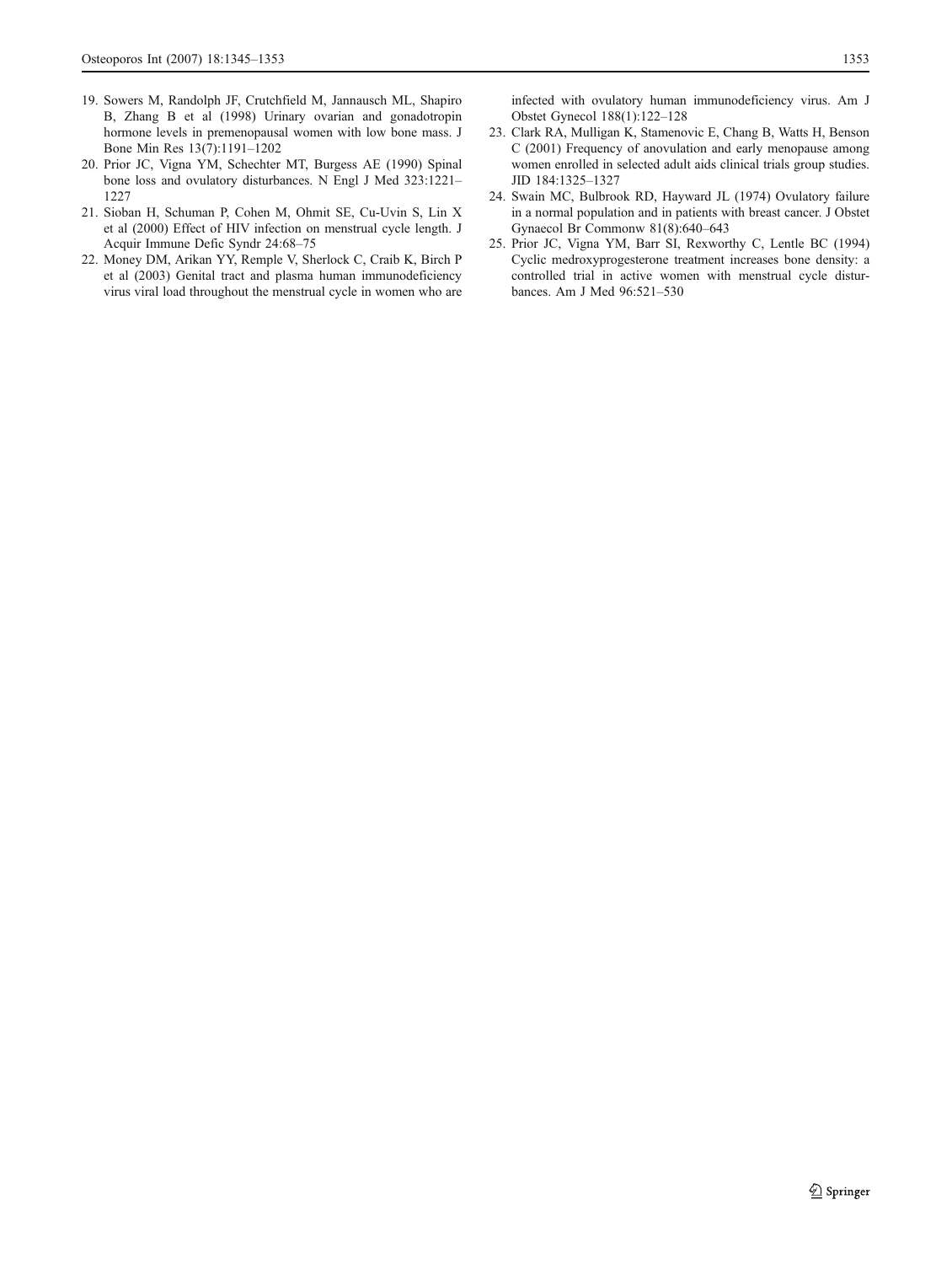19. Sowers M, Randolph JF, Crutchfield M, Jannausch ML, Shapiro B, Zhang B et al (1998) Urinary ovarian and gonadotropin hormone levels in premenopausal women with low bone mass. J Bone Min Res 13(7):1191–1202
20. Prior JC, Vigna YM, Schechter MT, Burgess AE (1990) Spinal bone loss and ovulatory disturbances. N Engl J Med 323:1221–1227
21. Sioban H, Schuman P, Cohen M, Ohmit SE, Cu-Uvin S, Lin X et al (2000) Effect of HIV infection on menstrual cycle length. J Acquir Immune Defic Syndr 24:68–75
22. Money DM, Arikan YY, Remple V, Sherlock C, Craib K, Birch P et al (2003) Genital tract and plasma human immunodeficiency virus viral load throughout the menstrual cycle in women who are infected with ovulatory human immunodeficiency virus. Am J Obstet Gynecol 188(1):122–128
23. Clark RA, Mulligan K, Stamenovic E, Chang B, Watts H, Benson C (2001) Frequency of anovulation and early menopause among women enrolled in selected adult aids clinical trials group studies. JID 184:1325–1327
24. Swain MC, Bulbrook RD, Hayward JL (1974) Ovulatory failure in a normal population and in patients with breast cancer. J Obstet Gynaecol Br Commonw 81(8):640–643
25. Prior JC, Vigna YM, Barr SI, Rexworthy C, Lentle BC (1994) Cyclic medroxyprogesterone treatment increases bone density: a controlled trial in active women with menstrual cycle disturbances. Am J Med 96:521–530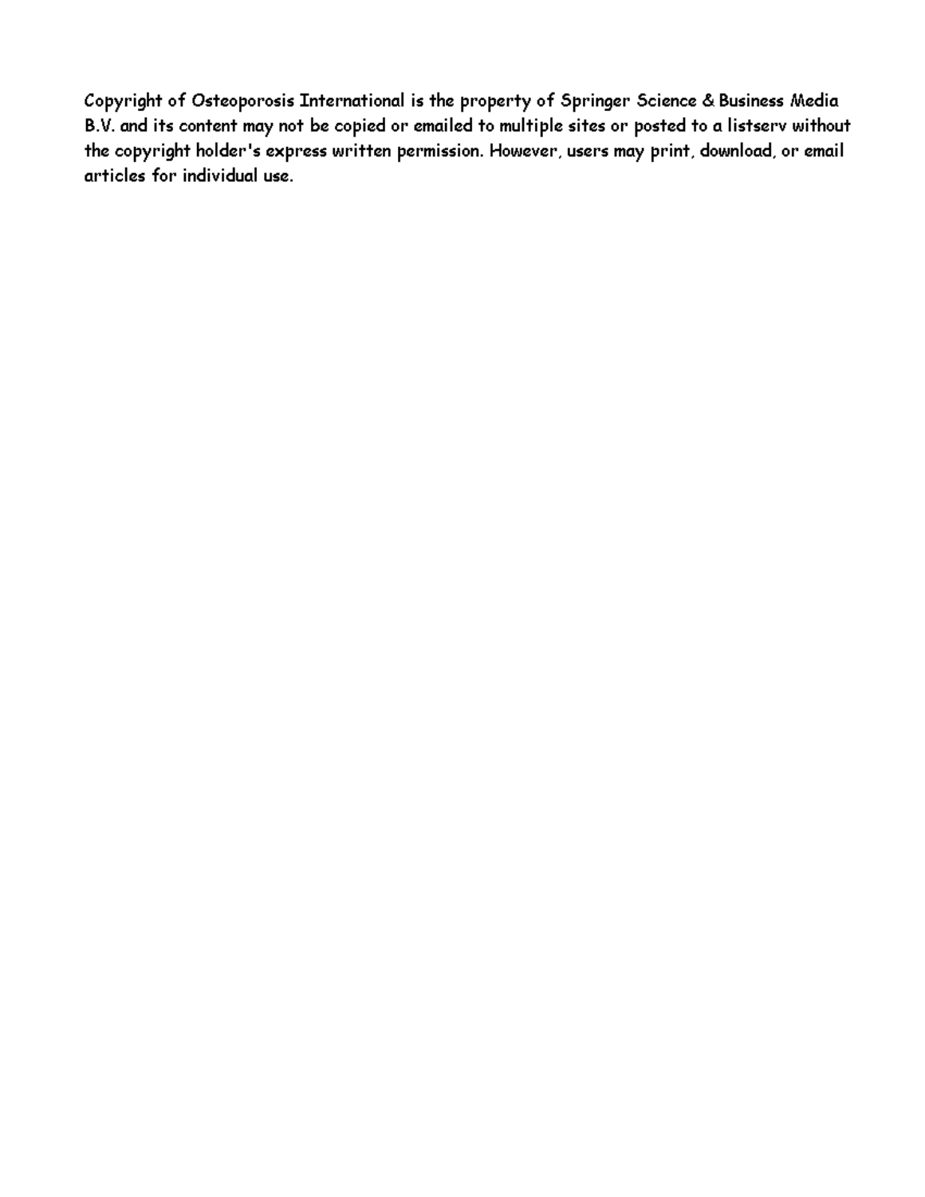Copyright of Osteoporosis International is the property of Springer Science & Business Media B.V. and its content may not be copied or emailed to multiple sites or posted to a listserv without the copyright holder's express written permission. However, users may print, download, or email articles for individual use.